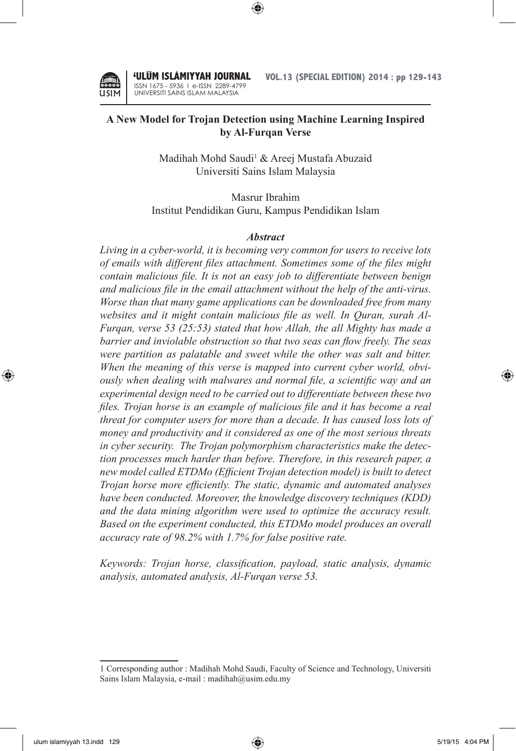# A New Model for Trojan Detection using Machine Learning Inspired by Al-Furqan Verse

Madihah Mohd Saudi[1] & Areej Mustafa Abuzaid
Universiti Sains Islam Malaysia

Masrur Ibrahim
Institut Pendidikan Guru, Kampus Pendidikan Islam

### *Abstract*

*Living in a cyber-world, it is becoming very common for users to receive lots of emails with different files attachment. Sometimes some of the files might contain malicious file. It is not an easy job to differentiate between benign and malicious file in the email attachment without the help of the anti-virus. Worse than that many game applications can be downloaded free from many websites and it might contain malicious file as well. In Quran, surah Al-Furqan, verse 53 (25:53) stated that how Allah, the all Mighty has made a barrier and inviolable obstruction so that two seas can flow freely. The seas were partition as palatable and sweet while the other was salt and bitter. When the meaning of this verse is mapped into current cyber world, obviously when dealing with malwares and normal file, a scientific way and an experimental design need to be carried out to differentiate between these two files. Trojan horse is an example of malicious file and it has become a real threat for computer users for more than a decade. It has caused loss lots of money and productivity and it considered as one of the most serious threats in cyber security. The Trojan polymorphism characteristics make the detection processes much harder than before. Therefore, in this research paper, a new model called ETDMo (Efficient Trojan detection model) is built to detect Trojan horse more efficiently. The static, dynamic and automated analyses have been conducted. Moreover, the knowledge discovery techniques (KDD) and the data mining algorithm were used to optimize the accuracy result. Based on the experiment conducted, this ETDMo model produces an overall accuracy rate of 98.2% with 1.7% for false positive rate.*

*Keywords: Trojan horse, classification, payload, static analysis, dynamic analysis, automated analysis, Al-Furqan verse 53.*

---

[1] Corresponding author : Madihah Mohd Saudi, Faculty of Science and Technology, Universiti Sains Islam Malaysia, e-mail : madihah@usim.edu.my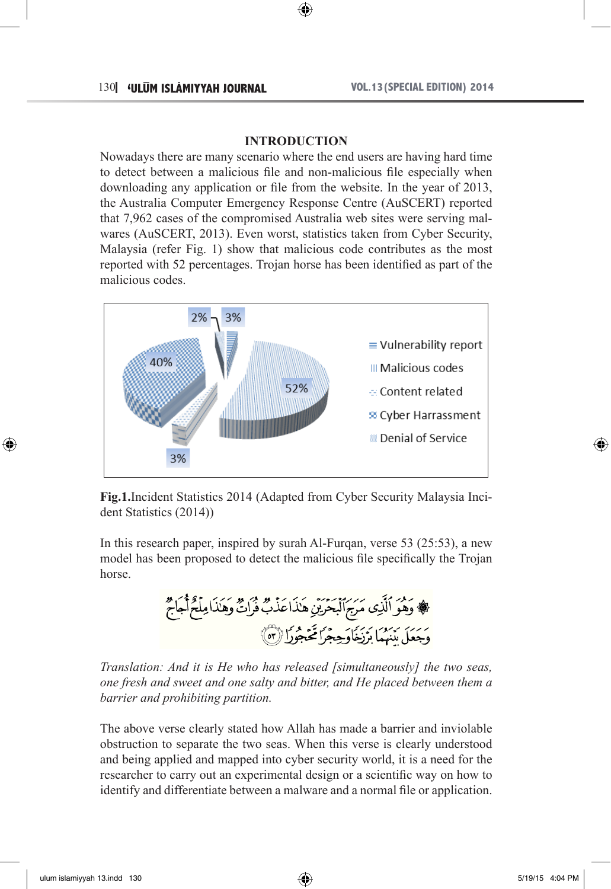## INTRODUCTION

Nowadays there are many scenario where the end users are having hard time to detect between a malicious file and non-malicious file especially when downloading any application or file from the website. In the year of 2013, the Australia Computer Emergency Response Centre (AuSCERT) reported that 7,962 cases of the compromised Australia web sites were serving malwares (AuSCERT, 2013). Even worst, statistics taken from Cyber Security, Malaysia (refer Fig. 1) show that malicious code contributes as the most reported with 52 percentages. Trojan horse has been identified as part of the malicious codes.

**Fig.1.**Incident Statistics 2014 (Adapted from Cyber Security Malaysia Incident Statistics (2014))

In this research paper, inspired by surah Al-Furqan, verse 53 (25:53), a new model has been proposed to detect the malicious file specifically the Trojan horse.

وَهُوَ ٱلَّذِى مَرَجَ ٱلْبَحْرَيْنِ هَٰذَا عَذْبٌ فُرَاتٌ وَهَٰذَا مِلْحٌ أُجَاجٌ وَجَعَلَ بَيْنَهُمَا بَرْزَخًا وَحِجْرًا مَّحْجُورًا ﴿٥٣﴾

*Translation: And it is He who has released [simultaneously] the two seas, one fresh and sweet and one salty and bitter, and He placed between them a barrier and prohibiting partition.*

The above verse clearly stated how Allah has made a barrier and inviolable obstruction to separate the two seas. When this verse is clearly understood and being applied and mapped into cyber security world, it is a need for the researcher to carry out an experimental design or a scientific way on how to identify and differentiate between a malware and a normal file or application.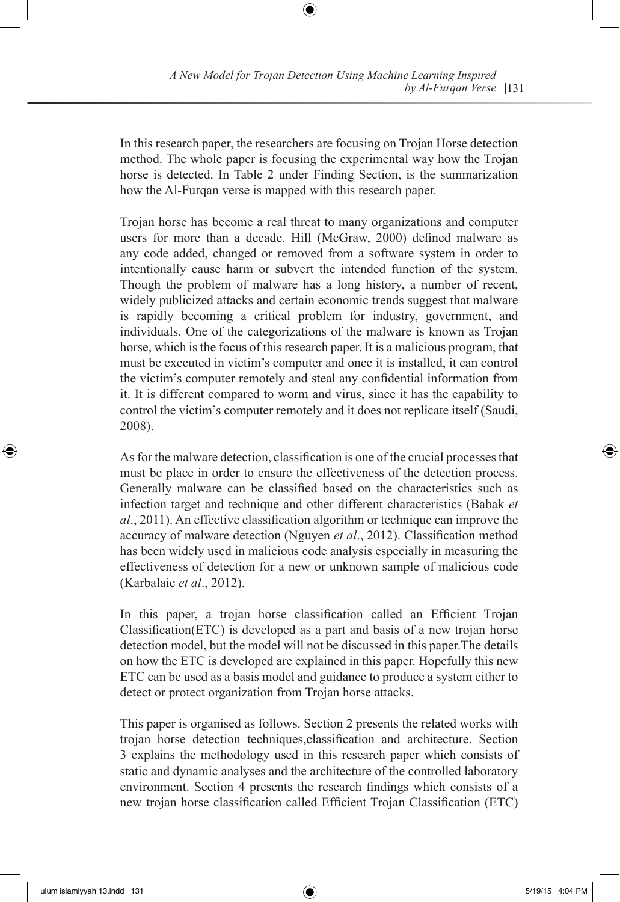In this research paper, the researchers are focusing on Trojan Horse detection method. The whole paper is focusing the experimental way how the Trojan horse is detected. In Table 2 under Finding Section, is the summarization how the Al-Furqan verse is mapped with this research paper.

Trojan horse has become a real threat to many organizations and computer users for more than a decade. Hill (McGraw, 2000) defined malware as any code added, changed or removed from a software system in order to intentionally cause harm or subvert the intended function of the system. Though the problem of malware has a long history, a number of recent, widely publicized attacks and certain economic trends suggest that malware is rapidly becoming a critical problem for industry, government, and individuals. One of the categorizations of the malware is known as Trojan horse, which is the focus of this research paper. It is a malicious program, that must be executed in victim's computer and once it is installed, it can control the victim's computer remotely and steal any confidential information from it. It is different compared to worm and virus, since it has the capability to control the victim's computer remotely and it does not replicate itself (Saudi, 2008).

As for the malware detection, classification is one of the crucial processes that must be place in order to ensure the effectiveness of the detection process. Generally malware can be classified based on the characteristics such as infection target and technique and other different characteristics (Babak *et al*., 2011). An effective classification algorithm or technique can improve the accuracy of malware detection (Nguyen *et al*., 2012). Classification method has been widely used in malicious code analysis especially in measuring the effectiveness of detection for a new or unknown sample of malicious code (Karbalaie *et al*., 2012).

In this paper, a trojan horse classification called an Efficient Trojan Classification(ETC) is developed as a part and basis of a new trojan horse detection model, but the model will not be discussed in this paper.The details on how the ETC is developed are explained in this paper. Hopefully this new ETC can be used as a basis model and guidance to produce a system either to detect or protect organization from Trojan horse attacks.

This paper is organised as follows. Section 2 presents the related works with trojan horse detection techniques,classification and architecture. Section 3 explains the methodology used in this research paper which consists of static and dynamic analyses and the architecture of the controlled laboratory environment. Section 4 presents the research findings which consists of a new trojan horse classification called Efficient Trojan Classification (ETC)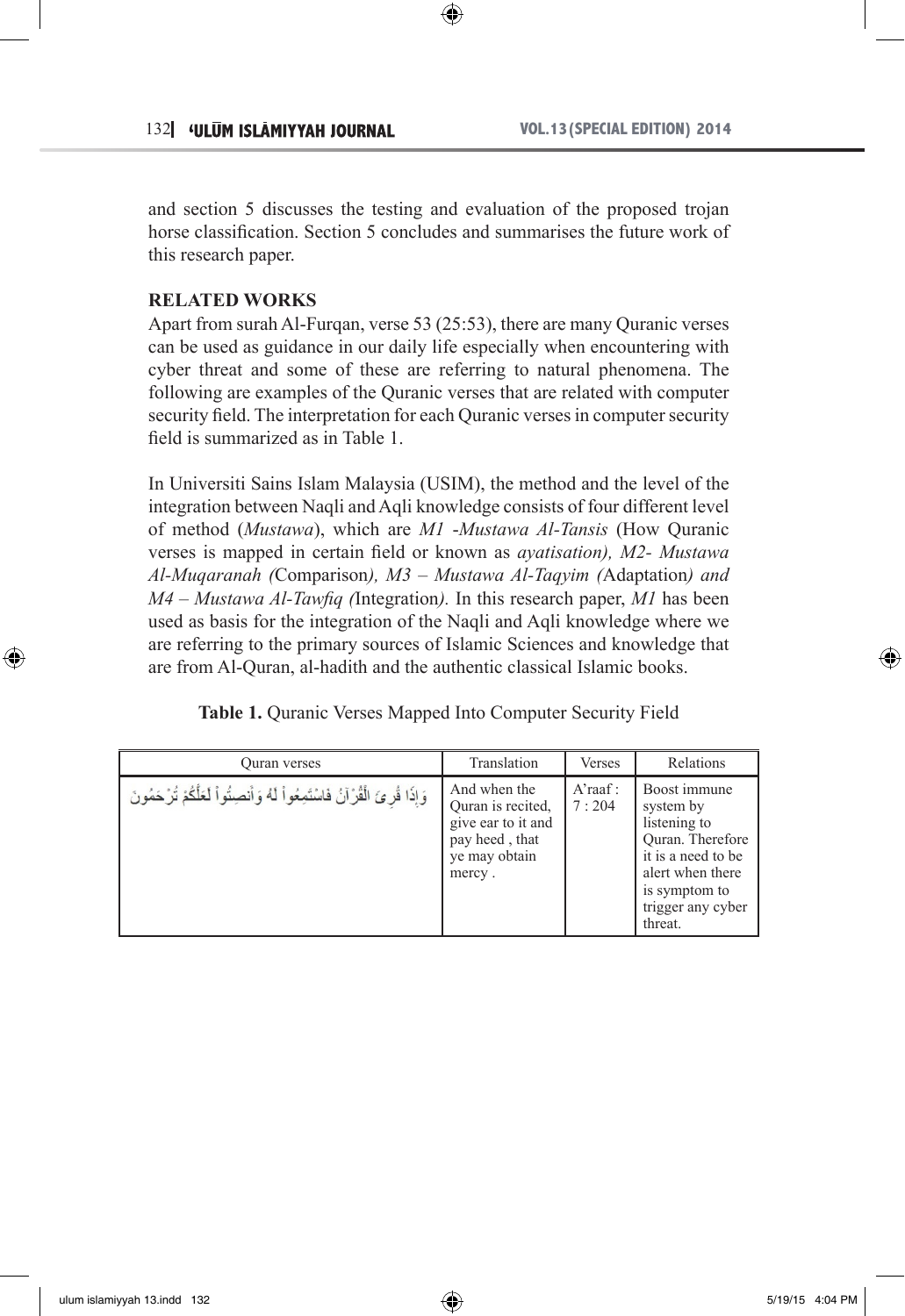and section 5 discusses the testing and evaluation of the proposed trojan horse classification. Section 5 concludes and summarises the future work of this research paper.

## RELATED WORKS

Apart from surah Al-Furqan, verse 53 (25:53), there are many Quranic verses can be used as guidance in our daily life especially when encountering with cyber threat and some of these are referring to natural phenomena. The following are examples of the Quranic verses that are related with computer security field. The interpretation for each Quranic verses in computer security field is summarized as in Table 1.

In Universiti Sains Islam Malaysia (USIM), the method and the level of the integration between Naqli and Aqli knowledge consists of four different level of method (*Mustawa*), which are *M1 -Mustawa Al-Tansis* (How Quranic verses is mapped in certain field or known as *ayatisation), M2- Mustawa Al-Muqaranah (*Comparison*), M3 – Mustawa Al-Taqyim (*Adaptation*) and M4 – Mustawa Al-Tawfiq (*Integration*).* In this research paper, *M1* has been used as basis for the integration of the Naqli and Aqli knowledge where we are referring to the primary sources of Islamic Sciences and knowledge that are from Al-Quran, al-hadith and the authentic classical Islamic books.

**Table 1.** Quranic Verses Mapped Into Computer Security Field

| Quran verses | Translation | Verses | Relations |
|---|---|---|---|
| وَإِذَا قُرِئَ الْقُرْآنُ فَاسْتَمِعُوا لَهُ وَأَنصِتُوا لَعَلَّكُمْ تُرْحَمُونَ | And when the Quran is recited, give ear to it and pay heed , that ye may obtain mercy . | A'raaf : 7 : 204 | Boost immune system by listening to Quran. Therefore it is a need to be alert when there is symptom to trigger any cyber threat. |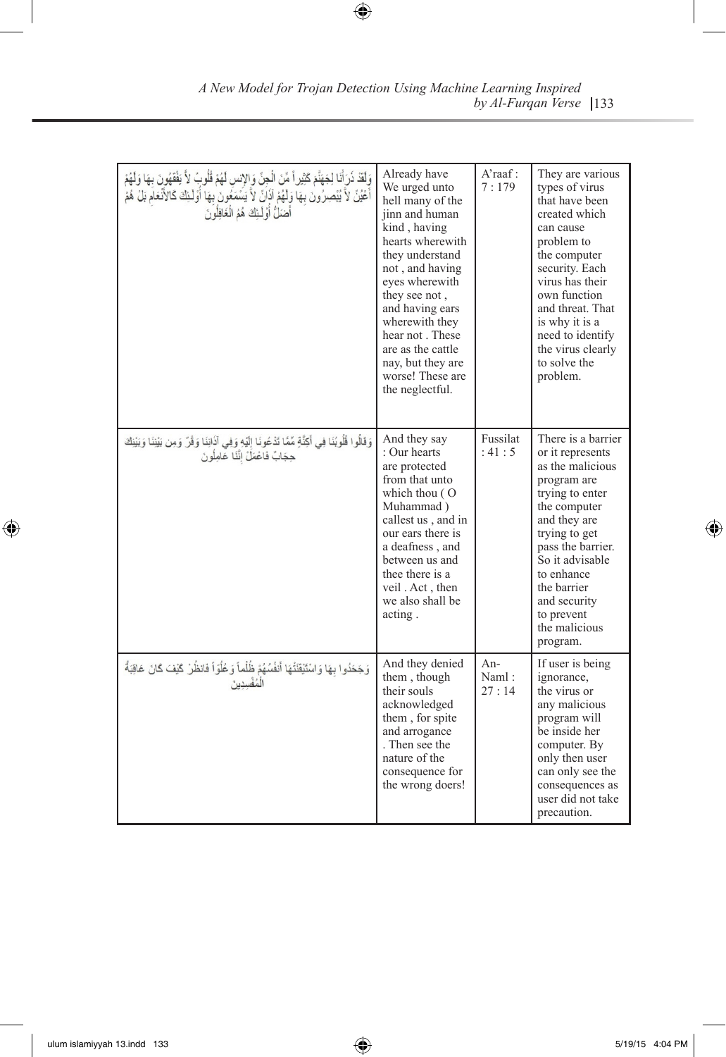| | | | |
|---|---|---|---|
| وَلَقَدْ ذَرَأْنَا لِجَهَنَّمَ كَثِيراً مِّنَ الْجِنِّ وَالإِنسِ لَهُمْ قُلُوبٌ لاَّ يَفْقَهُونَ بِهَا وَلَهُمْ أَعْيُنٌ لاَّ يُبْصِرُونَ بِهَا وَلَهُمْ آذَانٌ لاَّ يَسْمَعُونَ بِهَا أُوْلَـئِكَ كَالأَنْعَامِ بَلْ هُمْ أَضَلُّ أُوْلَـئِكَ هُمُ الْغَافِلُونَ | Already have We urged unto hell many of the jinn and human kind , having hearts wherewith they understand not , and having eyes wherewith they see not , and having ears wherewith they hear not . These are as the cattle nay, but they are worse! These are the neglectful. | A'raaf : 7 : 179 | They are various types of virus that have been created which can cause problem to the computer security. Each virus has their own function and threat. That is why it is a need to identify the virus clearly to solve the problem. |
| وَقَالُوا قُلُوبُنَا فِي أَكِنَّةٍ مِّمَّا تَدْعُونَا إِلَيْهِ وَفِي آذَانِنَا وَقْرٌ وَمِن بَيْنِنَا وَبَيْنِكَ حِجَابٌ فَاعْمَلْ إِنَّنَا عَامِلُونَ | And they say : Our hearts are protected from that unto which thou ( O Muhammad ) callest us , and in our ears there is a deafness , and between us and thee there is a veil . Act , then we also shall be acting . | Fussilat : 41 : 5 | There is a barrier or it represents as the malicious program are trying to enter the computer and they are trying to get pass the barrier. So it advisable to enhance the barrier and security to prevent the malicious program. |
| وَجَحَدُوا بِهَا وَاسْتَيْقَنَتْهَا أَنفُسُهُمْ ظُلْماً وَعُلُوّاً فَانظُرْ كَيْفَ كَانَ عَاقِبَةُ الْمُفْسِدِينَ | And they denied them , though their souls acknowledged them , for spite and arrogance . Then see the nature of the consequence for the wrong doers! | An-Naml : 27 : 14 | If user is being ignorance, the virus or any malicious program will be inside her computer. By only then user can only see the consequences as user did not take precaution. |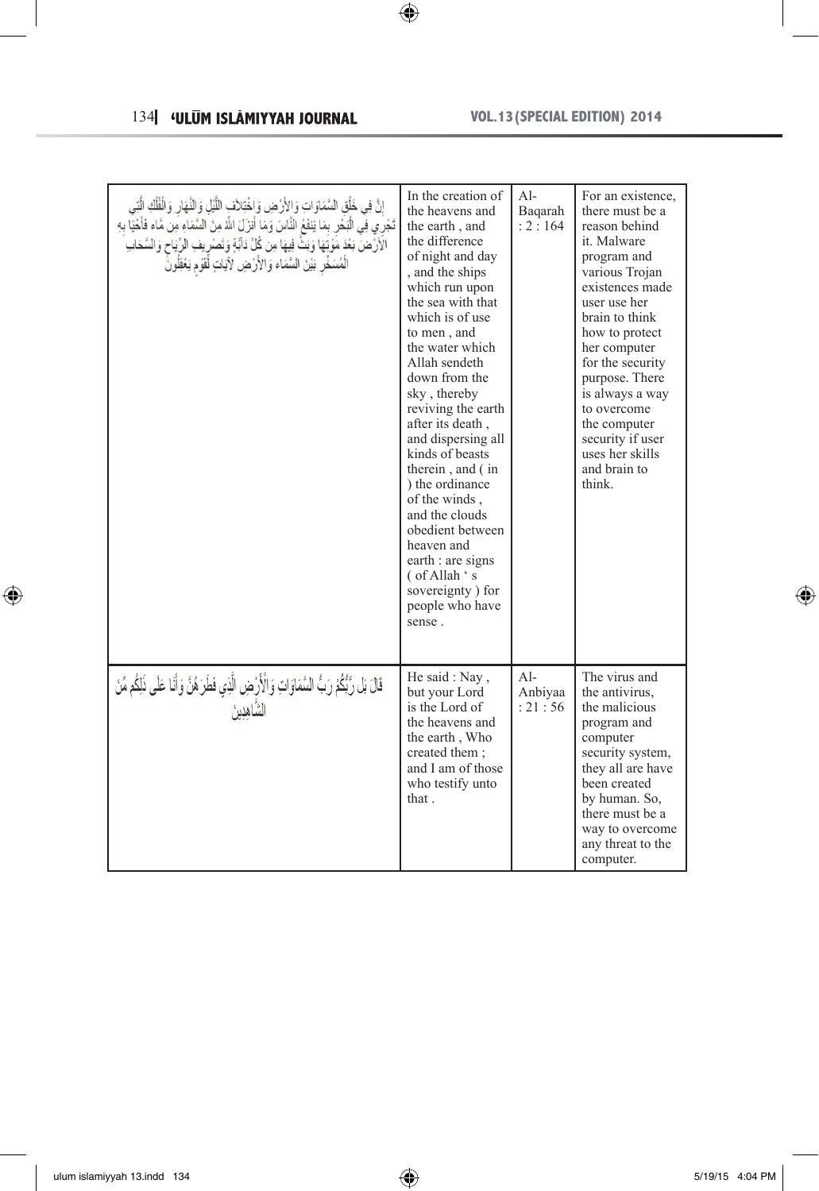| | | | |
|---|---|---|---|
| إِنَّ فِي خَلْقِ السَّمَاوَاتِ وَالأَرْضِ وَاخْتِلاَفِ اللَّيْلِ وَالنَّهَارِ وَالْفُلْكِ الَّتِي تَجْرِي فِي الْبَحْرِ بِمَا يَنفَعُ النَّاسَ وَمَا أَنزَلَ اللَّهُ مِنَ السَّمَاءِ مِن مَّاءٍ فَأَحْيَا بِهِ الأَرْضَ بَعْدَ مَوْتِهَا وَبَثَّ فِيهَا مِن كُلِّ دَآبَّةٍ وَتَصْرِيفِ الرِّيَاحِ وَالسَّحَابِ الْمُسَخِّرِ بَيْنَ السَّمَاءِ وَالأَرْضِ لآيَاتٍ لِّقَوْمٍ يَعْقِلُونَ | In the creation of the heavens and the earth , and the difference of night and day , and the ships which run upon the sea with that which is of use to men , and the water which Allah sendeth down from the sky , thereby reviving the earth after its death , and dispersing all kinds of beasts therein , and ( in ) the ordinance of the winds , and the clouds obedient between heaven and earth : are signs ( of Allah ' s sovereignty ) for people who have sense . | Al-Baqarah : 2 : 164 | For an existence, there must be a reason behind it. Malware program and various Trojan existences made user use her brain to think how to protect her computer for the security purpose. There is always a way to overcome the computer security if user uses her skills and brain to think. |
| قَالَ بَل رَّبُّكُمْ رَبُّ السَّمَاوَاتِ وَالْأَرْضِ الَّذِي فَطَرَهُنَّ وَأَنَا عَلَى ذَلِكُم مِّنَ الشَّاهِدِينَ | He said : Nay , but your Lord is the Lord of the heavens and the earth , Who created them ; and I am of those who testify unto that . | Al-Anbiyaa : 21 : 56 | The virus and the antivirus, the malicious program and computer security system, they all are have been created by human. So, there must be a way to overcome any threat to the computer. |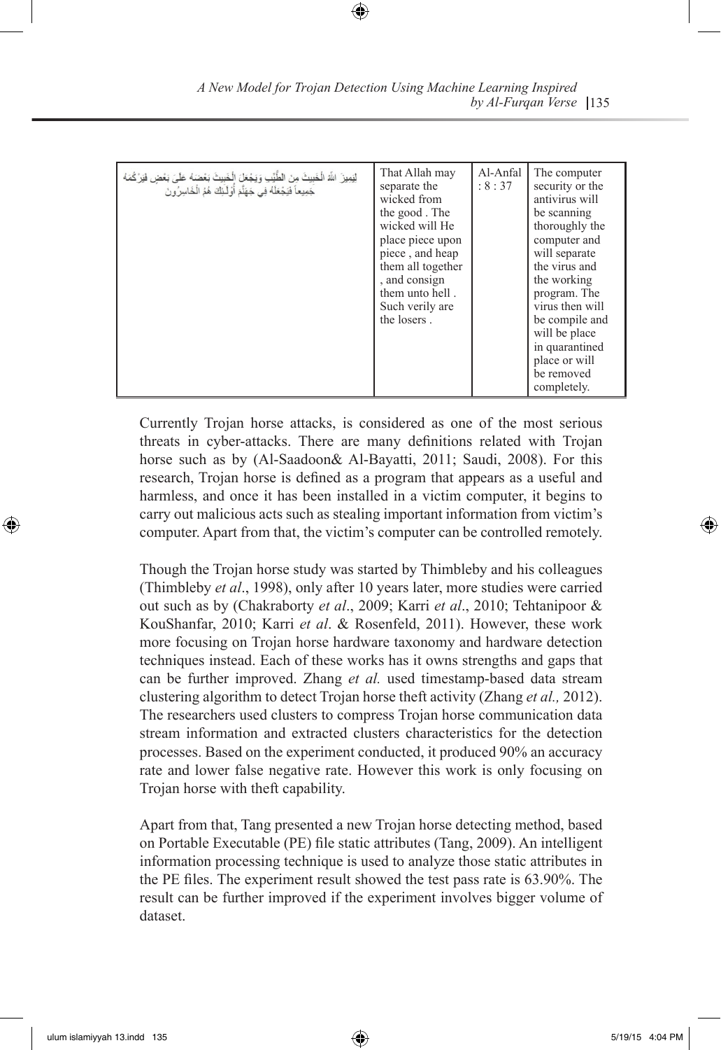| لِيَمِيزَ اللَّهُ الْخَبِيثَ مِنَ الطَّيِّبِ وَيَجْعَلَ الْخَبِيثَ بَعْضَهُ عَلَىٰ بَعْضٍ فَيَرْكُمَهُ جَمِيعًا فَيَجْعَلَهُ فِي جَهَنَّمَ أُولَٰئِكَ هُمُ الْخَاسِرُونَ | That Allah may separate the wicked from the good . The wicked will He place piece upon piece , and heap them all together , and consign them unto hell . Such verily are the losers . | Al-Anfal : 8 : 37 | The computer security or the antivirus will be scanning thoroughly the computer and will separate the virus and the working program. The virus then will be compile and will be place in quarantined place or will be removed completely. |
|---|---|---|---|

Currently Trojan horse attacks, is considered as one of the most serious threats in cyber-attacks. There are many definitions related with Trojan horse such as by (Al-Saadoon& Al-Bayatti, 2011; Saudi, 2008). For this research, Trojan horse is defined as a program that appears as a useful and harmless, and once it has been installed in a victim computer, it begins to carry out malicious acts such as stealing important information from victim's computer. Apart from that, the victim's computer can be controlled remotely.

Though the Trojan horse study was started by Thimbleby and his colleagues (Thimbleby *et al*., 1998), only after 10 years later, more studies were carried out such as by (Chakraborty *et al*., 2009; Karri *et al*., 2010; Tehtanipoor & KouShanfar, 2010; Karri *et al*. & Rosenfeld, 2011). However, these work more focusing on Trojan horse hardware taxonomy and hardware detection techniques instead. Each of these works has it owns strengths and gaps that can be further improved. Zhang *et al.* used timestamp-based data stream clustering algorithm to detect Trojan horse theft activity (Zhang *et al.,* 2012). The researchers used clusters to compress Trojan horse communication data stream information and extracted clusters characteristics for the detection processes. Based on the experiment conducted, it produced 90% an accuracy rate and lower false negative rate. However this work is only focusing on Trojan horse with theft capability.

Apart from that, Tang presented a new Trojan horse detecting method, based on Portable Executable (PE) file static attributes (Tang, 2009). An intelligent information processing technique is used to analyze those static attributes in the PE files. The experiment result showed the test pass rate is 63.90%. The result can be further improved if the experiment involves bigger volume of dataset.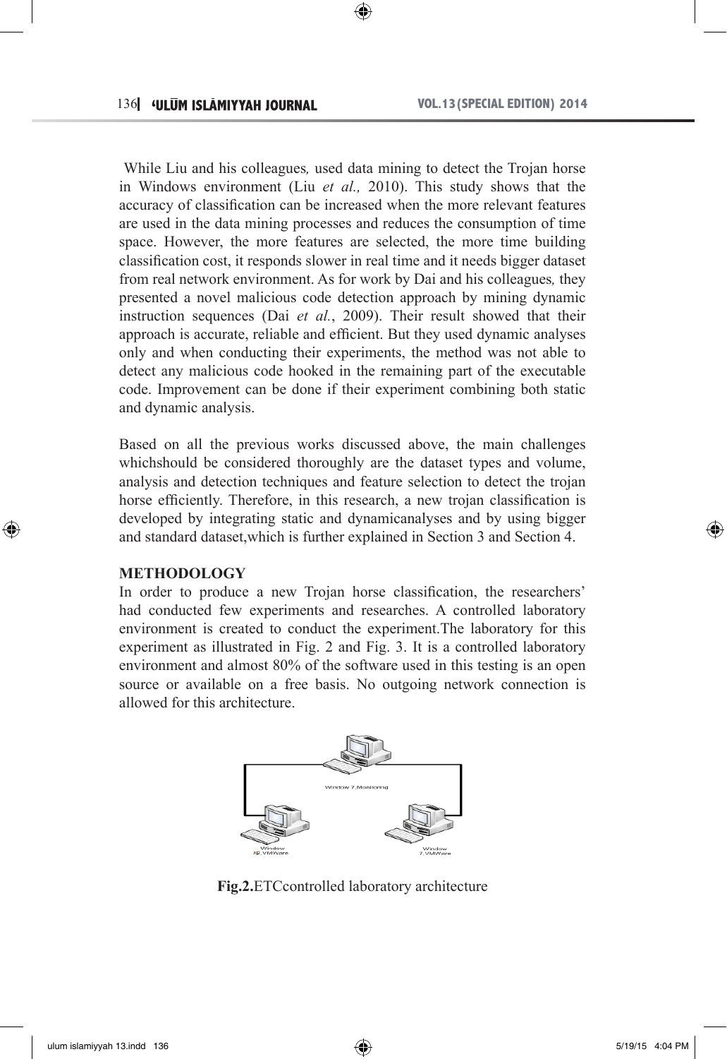While Liu and his colleagues*,* used data mining to detect the Trojan horse in Windows environment (Liu *et al.,* 2010). This study shows that the accuracy of classification can be increased when the more relevant features are used in the data mining processes and reduces the consumption of time space. However, the more features are selected, the more time building classification cost, it responds slower in real time and it needs bigger dataset from real network environment. As for work by Dai and his colleagues*,* they presented a novel malicious code detection approach by mining dynamic instruction sequences (Dai *et al.*, 2009). Their result showed that their approach is accurate, reliable and efficient. But they used dynamic analyses only and when conducting their experiments, the method was not able to detect any malicious code hooked in the remaining part of the executable code. Improvement can be done if their experiment combining both static and dynamic analysis.

Based on all the previous works discussed above, the main challenges whichshould be considered thoroughly are the dataset types and volume, analysis and detection techniques and feature selection to detect the trojan horse efficiently. Therefore, in this research, a new trojan classification is developed by integrating static and dynamicanalyses and by using bigger and standard dataset,which is further explained in Section 3 and Section 4.

## METHODOLOGY

In order to produce a new Trojan horse classification, the researchers' had conducted few experiments and researches. A controlled laboratory environment is created to conduct the experiment.The laboratory for this experiment as illustrated in Fig. 2 and Fig. 3. It is a controlled laboratory environment and almost 80% of the software used in this testing is an open source or available on a free basis. No outgoing network connection is allowed for this architecture.

**Fig.2.**ETCcontrolled laboratory architecture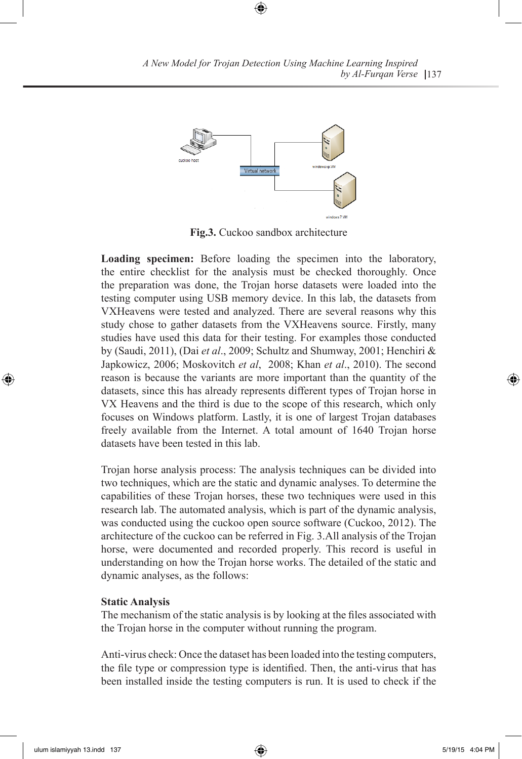**Fig.3.** Cuckoo sandbox architecture

**Loading specimen:** Before loading the specimen into the laboratory, the entire checklist for the analysis must be checked thoroughly. Once the preparation was done, the Trojan horse datasets were loaded into the testing computer using USB memory device. In this lab, the datasets from VXHeavens were tested and analyzed. There are several reasons why this study chose to gather datasets from the VXHeavens source. Firstly, many studies have used this data for their testing. For examples those conducted by (Saudi, 2011), (Dai *et al*., 2009; Schultz and Shumway, 2001; Henchiri & Japkowicz, 2006; Moskovitch *et al*, 2008; Khan *et al*., 2010). The second reason is because the variants are more important than the quantity of the datasets, since this has already represents different types of Trojan horse in VX Heavens and the third is due to the scope of this research, which only focuses on Windows platform. Lastly, it is one of largest Trojan databases freely available from the Internet. A total amount of 1640 Trojan horse datasets have been tested in this lab.

Trojan horse analysis process: The analysis techniques can be divided into two techniques, which are the static and dynamic analyses. To determine the capabilities of these Trojan horses, these two techniques were used in this research lab. The automated analysis, which is part of the dynamic analysis, was conducted using the cuckoo open source software (Cuckoo, 2012). The architecture of the cuckoo can be referred in Fig. 3.All analysis of the Trojan horse, were documented and recorded properly. This record is useful in understanding on how the Trojan horse works. The detailed of the static and dynamic analyses, as the follows:

**Static Analysis**

The mechanism of the static analysis is by looking at the files associated with the Trojan horse in the computer without running the program.

Anti-virus check: Once the dataset has been loaded into the testing computers, the file type or compression type is identified. Then, the anti-virus that has been installed inside the testing computers is run. It is used to check if the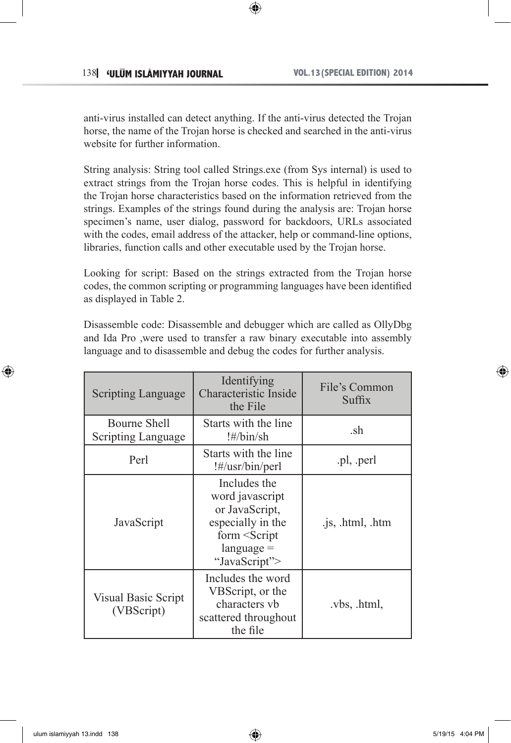anti-virus installed can detect anything. If the anti-virus detected the Trojan horse, the name of the Trojan horse is checked and searched in the anti-virus website for further information.

String analysis: String tool called Strings.exe (from Sys internal) is used to extract strings from the Trojan horse codes. This is helpful in identifying the Trojan horse characteristics based on the information retrieved from the strings. Examples of the strings found during the analysis are: Trojan horse specimen's name, user dialog, password for backdoors, URLs associated with the codes, email address of the attacker, help or command-line options, libraries, function calls and other executable used by the Trojan horse.

Looking for script: Based on the strings extracted from the Trojan horse codes, the common scripting or programming languages have been identified as displayed in Table 2.

Disassemble code: Disassemble and debugger which are called as OllyDbg and Ida Pro ,were used to transfer a raw binary executable into assembly language and to disassemble and debug the codes for further analysis.

| Scripting Language | Identifying Characteristic Inside the File | File's Common Suffix |
|---|---|---|
| Bourne Shell Scripting Language | Starts with the line !#/bin/sh | .sh |
| Perl | Starts with the line !#/usr/bin/perl | .pl, .perl |
| JavaScript | Includes the word javascript or JavaScript, especially in the form <Script language = "JavaScript"> | .js, .html, .htm |
| Visual Basic Script (VBScript) | Includes the word VBScript, or the characters vb scattered throughout the file | .vbs, .html, |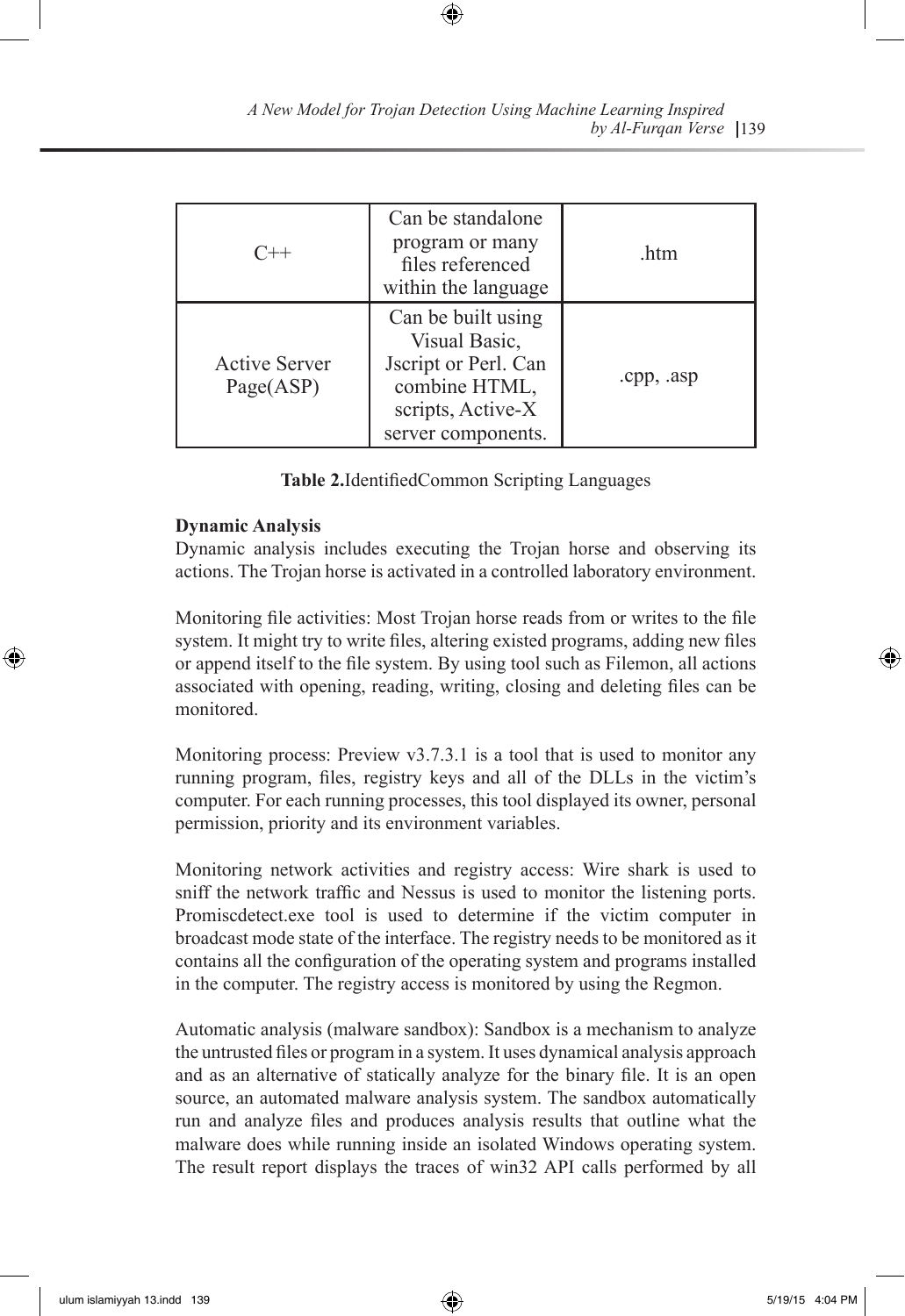| C++ | Can be standalone program or many files referenced within the language | .htm |
|---|---|---|
| Active Server Page(ASP) | Can be built using Visual Basic, Jscript or Perl. Can combine HTML, scripts, Active-X server components. | .cpp, .asp |

**Table 2.**IdentifiedCommon Scripting Languages

**Dynamic Analysis**

Dynamic analysis includes executing the Trojan horse and observing its actions. The Trojan horse is activated in a controlled laboratory environment.

Monitoring file activities: Most Trojan horse reads from or writes to the file system. It might try to write files, altering existed programs, adding new files or append itself to the file system. By using tool such as Filemon, all actions associated with opening, reading, writing, closing and deleting files can be monitored.

Monitoring process: Preview v3.7.3.1 is a tool that is used to monitor any running program, files, registry keys and all of the DLLs in the victim's computer. For each running processes, this tool displayed its owner, personal permission, priority and its environment variables.

Monitoring network activities and registry access: Wire shark is used to sniff the network traffic and Nessus is used to monitor the listening ports. Promiscdetect.exe tool is used to determine if the victim computer in broadcast mode state of the interface. The registry needs to be monitored as it contains all the configuration of the operating system and programs installed in the computer. The registry access is monitored by using the Regmon.

Automatic analysis (malware sandbox): Sandbox is a mechanism to analyze the untrusted files or program in a system. It uses dynamical analysis approach and as an alternative of statically analyze for the binary file. It is an open source, an automated malware analysis system. The sandbox automatically run and analyze files and produces analysis results that outline what the malware does while running inside an isolated Windows operating system. The result report displays the traces of win32 API calls performed by all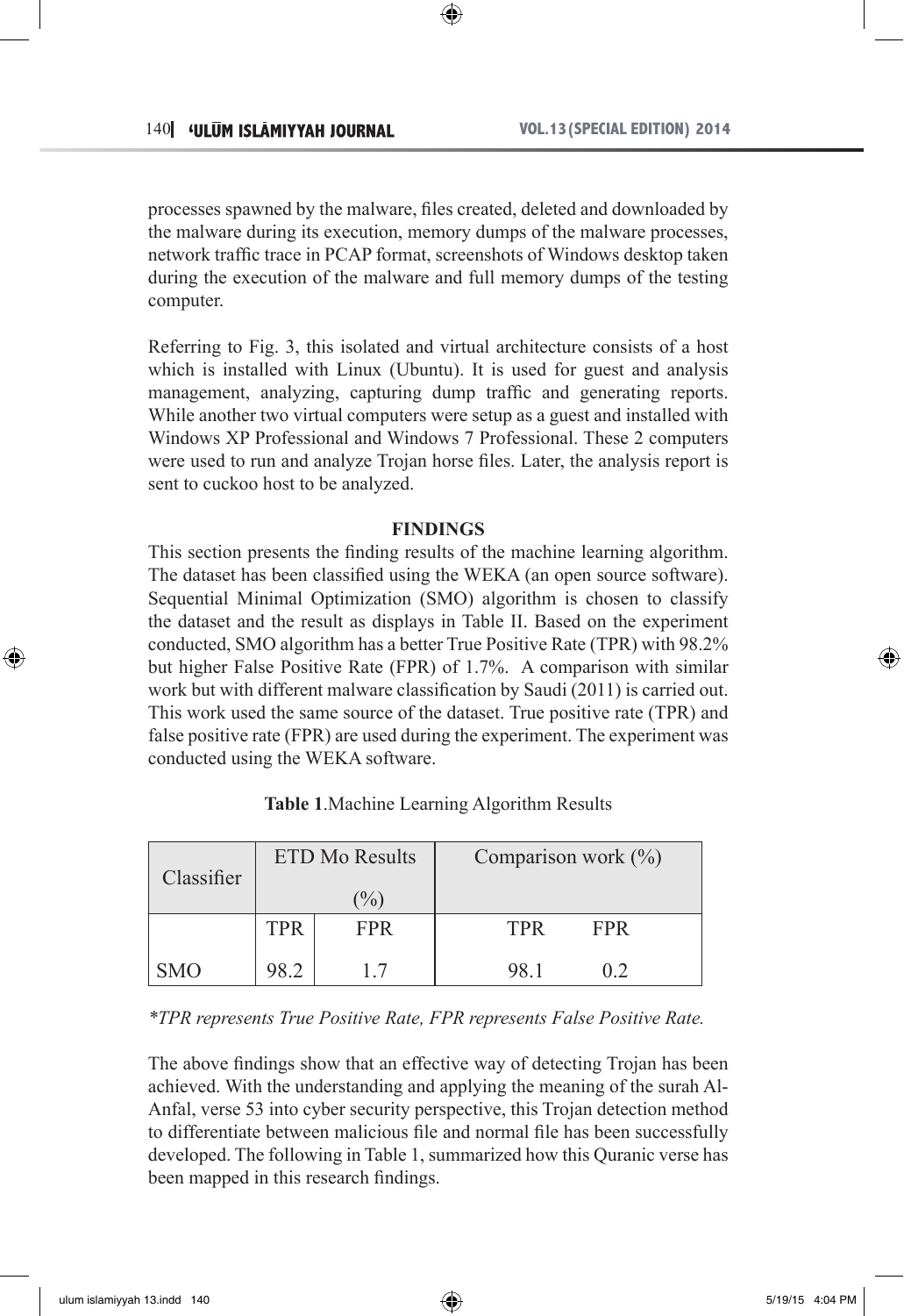processes spawned by the malware, files created, deleted and downloaded by the malware during its execution, memory dumps of the malware processes, network traffic trace in PCAP format, screenshots of Windows desktop taken during the execution of the malware and full memory dumps of the testing computer.

Referring to Fig. 3, this isolated and virtual architecture consists of a host which is installed with Linux (Ubuntu). It is used for guest and analysis management, analyzing, capturing dump traffic and generating reports. While another two virtual computers were setup as a guest and installed with Windows XP Professional and Windows 7 Professional. These 2 computers were used to run and analyze Trojan horse files. Later, the analysis report is sent to cuckoo host to be analyzed.

## FINDINGS

This section presents the finding results of the machine learning algorithm. The dataset has been classified using the WEKA (an open source software). Sequential Minimal Optimization (SMO) algorithm is chosen to classify the dataset and the result as displays in Table II. Based on the experiment conducted, SMO algorithm has a better True Positive Rate (TPR) with 98.2% but higher False Positive Rate (FPR) of 1.7%. A comparison with similar work but with different malware classification by Saudi (2011) is carried out. This work used the same source of the dataset. True positive rate (TPR) and false positive rate (FPR) are used during the experiment. The experiment was conducted using the WEKA software.

**Table 1**.Machine Learning Algorithm Results

| Classifier | ETD Mo Results (%) | | Comparison work (%) | |
|---|---|---|---|---|
| | TPR | FPR | TPR | FPR |
| SMO | 98.2 | 1.7 | 98.1 | 0.2 |

*\*TPR represents True Positive Rate, FPR represents False Positive Rate.*

The above findings show that an effective way of detecting Trojan has been achieved. With the understanding and applying the meaning of the surah Al-Anfal, verse 53 into cyber security perspective, this Trojan detection method to differentiate between malicious file and normal file has been successfully developed. The following in Table 1, summarized how this Quranic verse has been mapped in this research findings.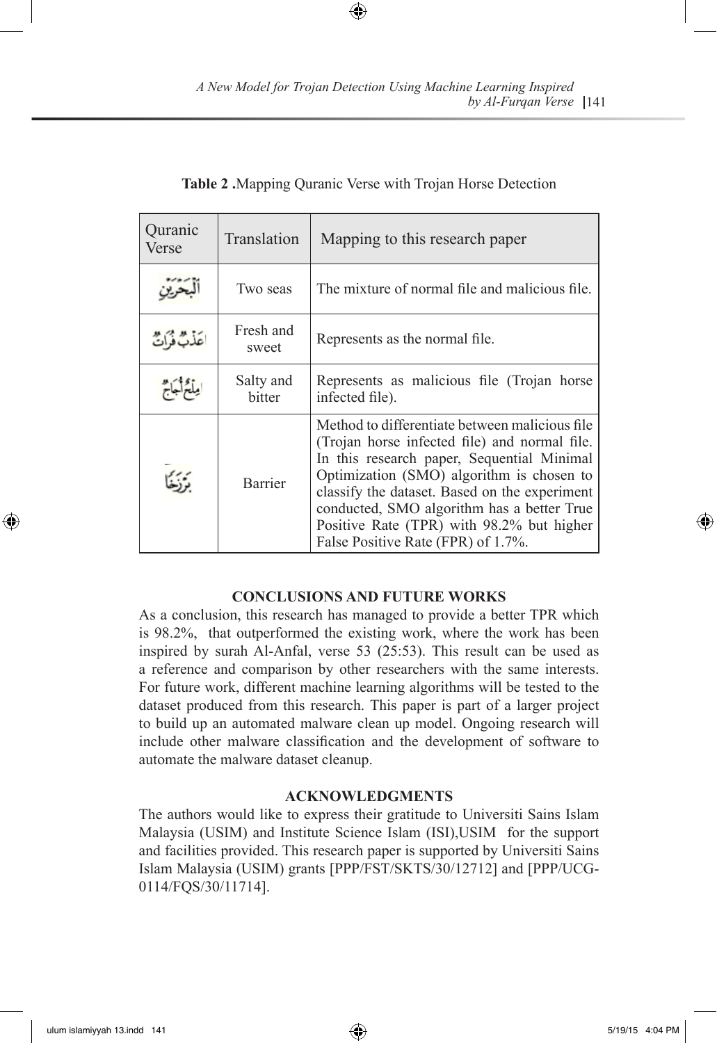**Table 2 .**Mapping Quranic Verse with Trojan Horse Detection

| Quranic Verse | Translation | Mapping to this research paper |
|---|---|---|
| ٱلْبَحْرَيْنِ | Two seas | The mixture of normal file and malicious file. |
| عَذْبٌ فُرَاتٌ | Fresh and sweet | Represents as the normal file. |
| مِلْحٌ أُجَاجٌ | Salty and bitter | Represents as malicious file (Trojan horse infected file). |
| بَرْزَخًا | Barrier | Method to differentiate between malicious file (Trojan horse infected file) and normal file. In this research paper, Sequential Minimal Optimization (SMO) algorithm is chosen to classify the dataset. Based on the experiment conducted, SMO algorithm has a better True Positive Rate (TPR) with 98.2% but higher False Positive Rate (FPR) of 1.7%. |

## CONCLUSIONS AND FUTURE WORKS

As a conclusion, this research has managed to provide a better TPR which is 98.2%, that outperformed the existing work, where the work has been inspired by surah Al-Anfal, verse 53 (25:53). This result can be used as a reference and comparison by other researchers with the same interests. For future work, different machine learning algorithms will be tested to the dataset produced from this research. This paper is part of a larger project to build up an automated malware clean up model. Ongoing research will include other malware classification and the development of software to automate the malware dataset cleanup.

## ACKNOWLEDGMENTS

The authors would like to express their gratitude to Universiti Sains Islam Malaysia (USIM) and Institute Science Islam (ISI),USIM for the support and facilities provided. This research paper is supported by Universiti Sains Islam Malaysia (USIM) grants [PPP/FST/SKTS/30/12712] and [PPP/UCG-0114/FQS/30/11714].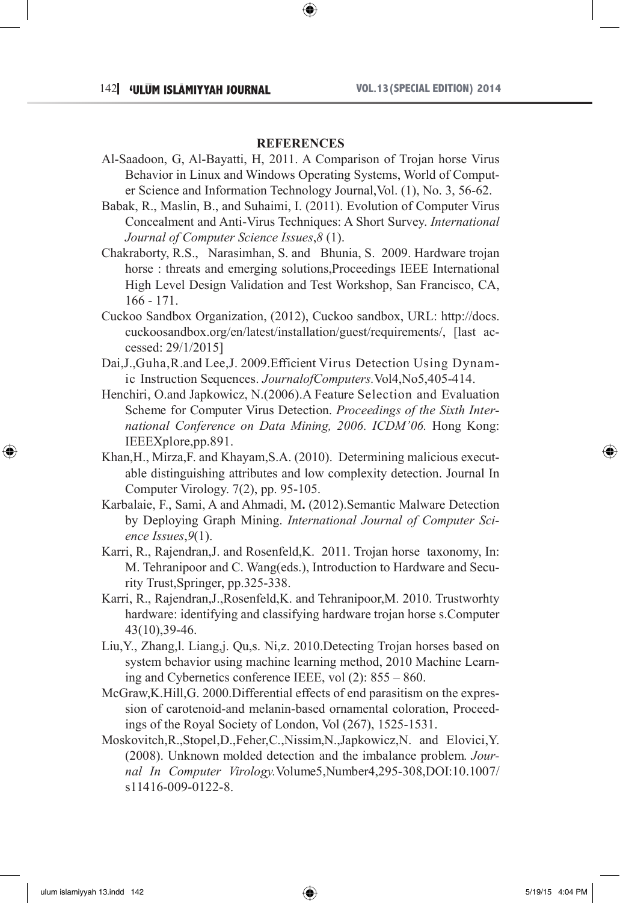## REFERENCES

Al-Saadoon, G, Al-Bayatti, H, 2011. A Comparison of Trojan horse Virus Behavior in Linux and Windows Operating Systems, World of Computer Science and Information Technology Journal,Vol. (1), No. 3, 56-62.

Babak, R., Maslin, B., and Suhaimi, I. (2011). Evolution of Computer Virus Concealment and Anti-Virus Techniques: A Short Survey. *International Journal of Computer Science Issues*,*8* (1).

Chakraborty, R.S., Narasimhan, S. and Bhunia, S. 2009. Hardware trojan horse : threats and emerging solutions,Proceedings IEEE International High Level Design Validation and Test Workshop, San Francisco, CA, 166 - 171.

Cuckoo Sandbox Organization, (2012), Cuckoo sandbox, URL: http://docs.cuckoosandbox.org/en/latest/installation/guest/requirements/, [last accessed: 29/1/2015]

Dai,J.,Guha,R.and Lee,J. 2009.Efficient Virus Detection Using Dynamic Instruction Sequences. *JournalofComputers.*Vol4,No5,405-414.

Henchiri, O.and Japkowicz, N.(2006).A Feature Selection and Evaluation Scheme for Computer Virus Detection. *Proceedings of the Sixth International Conference on Data Mining, 2006. ICDM'06.* Hong Kong: IEEEXplore,pp.891.

Khan,H., Mirza,F. and Khayam,S.A. (2010). Determining malicious executable distinguishing attributes and low complexity detection. Journal In Computer Virology. 7(2), pp. 95-105.

Karbalaie, F., Sami, A and Ahmadi, M**.** (2012).Semantic Malware Detection by Deploying Graph Mining. *International Journal of Computer Science Issues*,*9*(1).

Karri, R., Rajendran,J. and Rosenfeld,K. 2011. Trojan horse taxonomy, In: M. Tehranipoor and C. Wang(eds.), Introduction to Hardware and Security Trust,Springer, pp.325-338.

Karri, R., Rajendran,J.,Rosenfeld,K. and Tehranipoor,M. 2010. Trustworhty hardware: identifying and classifying hardware trojan horse s.Computer 43(10),39-46.

Liu,Y., Zhang,l. Liang,j. Qu,s. Ni,z. 2010.Detecting Trojan horses based on system behavior using machine learning method, 2010 Machine Learning and Cybernetics conference IEEE, vol (2): 855 – 860.

McGraw,K.Hill,G. 2000.Differential effects of end parasitism on the expression of carotenoid-and melanin-based ornamental coloration, Proceedings of the Royal Society of London, Vol (267), 1525-1531.

Moskovitch,R.,Stopel,D.,Feher,C.,Nissim,N.,Japkowicz,N. and Elovici,Y. (2008). Unknown molded detection and the imbalance problem. *Journal In Computer Virology.*Volume5,Number4,295-308,DOI:10.1007/s11416-009-0122-8.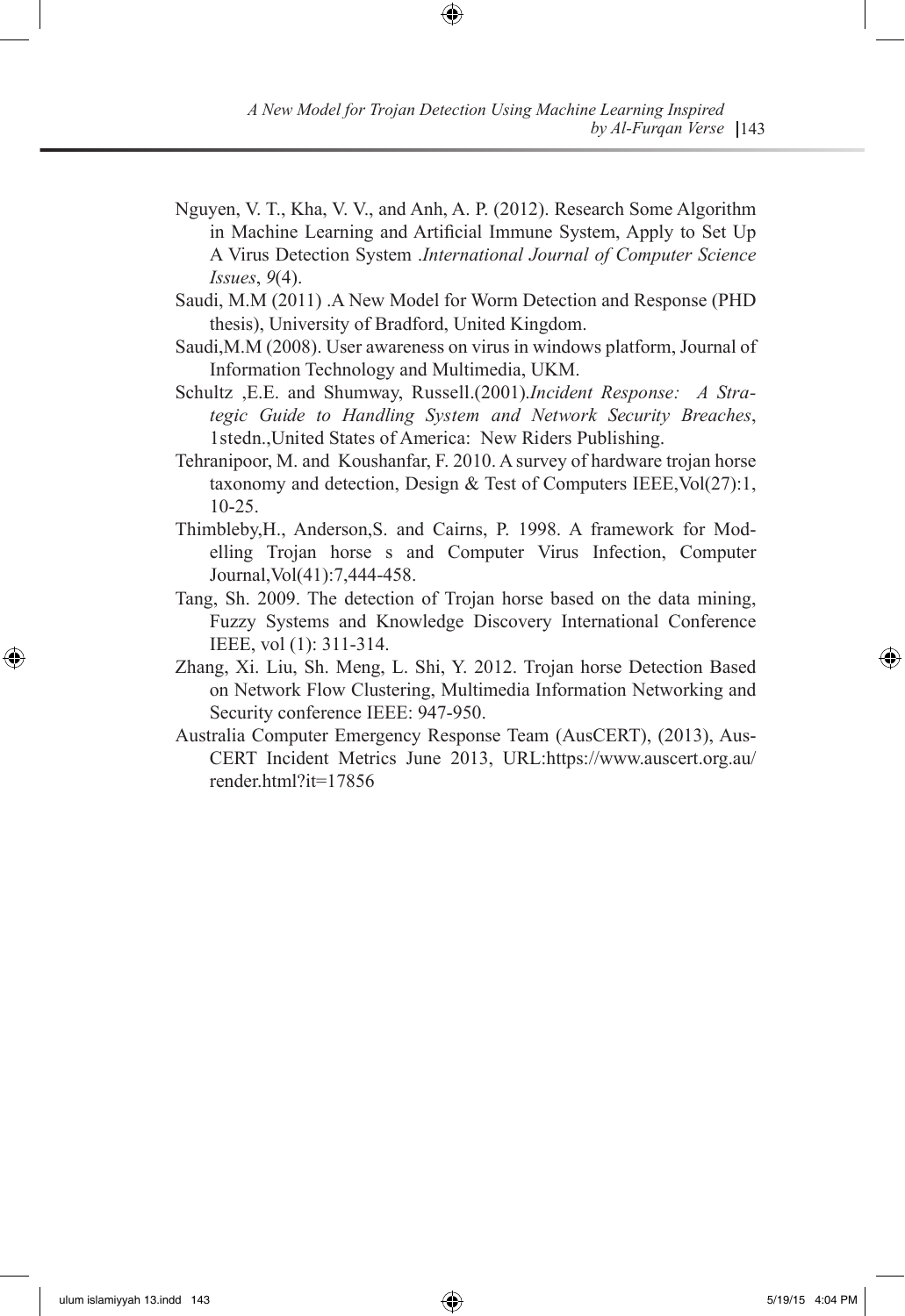Nguyen, V. T., Kha, V. V., and Anh, A. P. (2012). Research Some Algorithm in Machine Learning and Artificial Immune System, Apply to Set Up A Virus Detection System .*International Journal of Computer Science Issues*, *9*(4).

Saudi, M.M (2011) .A New Model for Worm Detection and Response (PHD thesis), University of Bradford, United Kingdom.

Saudi,M.M (2008). User awareness on virus in windows platform, Journal of Information Technology and Multimedia, UKM.

Schultz ,E.E. and Shumway, Russell.(2001).*Incident Response: A Strategic Guide to Handling System and Network Security Breaches*, 1stedn.,United States of America: New Riders Publishing.

Tehranipoor, M. and Koushanfar, F. 2010. A survey of hardware trojan horse taxonomy and detection, Design & Test of Computers IEEE,Vol(27):1, 10-25.

Thimbleby,H., Anderson,S. and Cairns, P. 1998. A framework for Modelling Trojan horse s and Computer Virus Infection, Computer Journal,Vol(41):7,444-458.

Tang, Sh. 2009. The detection of Trojan horse based on the data mining, Fuzzy Systems and Knowledge Discovery International Conference IEEE, vol (1): 311-314.

Zhang, Xi. Liu, Sh. Meng, L. Shi, Y. 2012. Trojan horse Detection Based on Network Flow Clustering, Multimedia Information Networking and Security conference IEEE: 947-950.

Australia Computer Emergency Response Team (AusCERT), (2013), AusCERT Incident Metrics June 2013, URL:https://www.auscert.org.au/render.html?it=17856